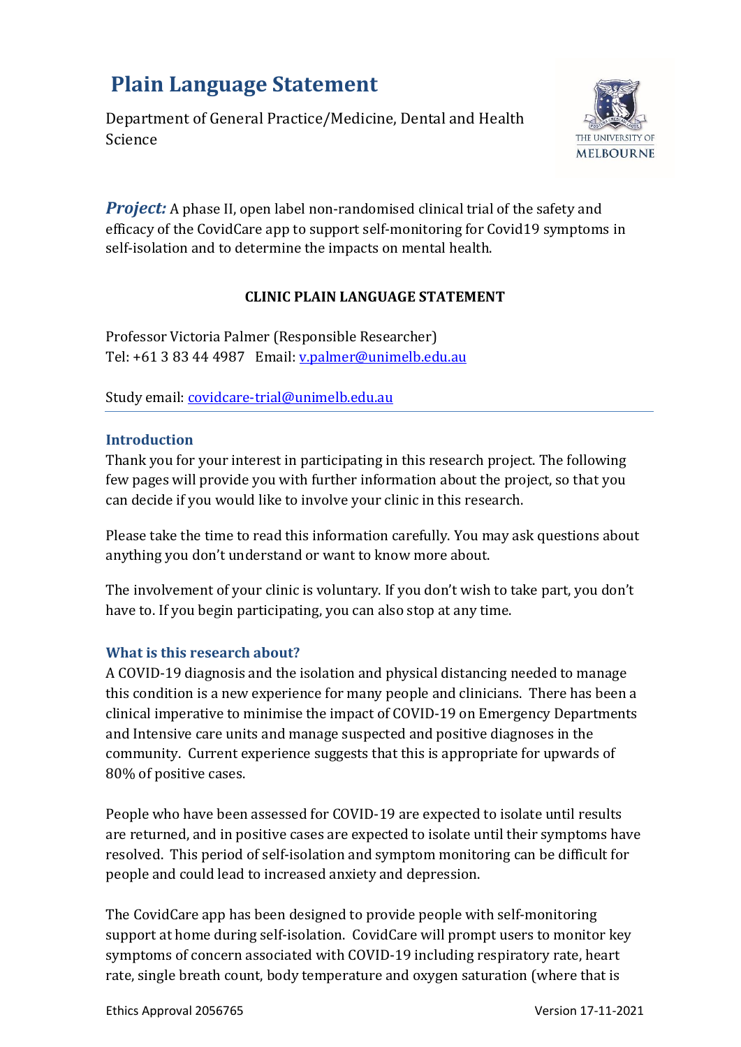# Plain Language Statement

Department of General Practice/Medicine, Dental and Health Science

***Project:*** A phase II, open label non-randomised clinical trial of the safety and efficacy of the CovidCare app to support self-monitoring for Covid19 symptoms in self-isolation and to determine the impacts on mental health.

**CLINIC PLAIN LANGUAGE STATEMENT**

Professor Victoria Palmer (Responsible Researcher)
Tel: +61 3 83 44 4987 Email: v.palmer@unimelb.edu.au

Study email: covidcare-trial@unimelb.edu.au

---

## Introduction

Thank you for your interest in participating in this research project. The following few pages will provide you with further information about the project, so that you can decide if you would like to involve your clinic in this research.

Please take the time to read this information carefully. You may ask questions about anything you don't understand or want to know more about.

The involvement of your clinic is voluntary. If you don't wish to take part, you don't have to. If you begin participating, you can also stop at any time.

## What is this research about?

A COVID-19 diagnosis and the isolation and physical distancing needed to manage this condition is a new experience for many people and clinicians. There has been a clinical imperative to minimise the impact of COVID-19 on Emergency Departments and Intensive care units and manage suspected and positive diagnoses in the community. Current experience suggests that this is appropriate for upwards of 80% of positive cases.

People who have been assessed for COVID-19 are expected to isolate until results are returned, and in positive cases are expected to isolate until their symptoms have resolved. This period of self-isolation and symptom monitoring can be difficult for people and could lead to increased anxiety and depression.

The CovidCare app has been designed to provide people with self-monitoring support at home during self-isolation. CovidCare will prompt users to monitor key symptoms of concern associated with COVID-19 including respiratory rate, heart rate, single breath count, body temperature and oxygen saturation (where that is

Ethics Approval 2056765 Version 17-11-2021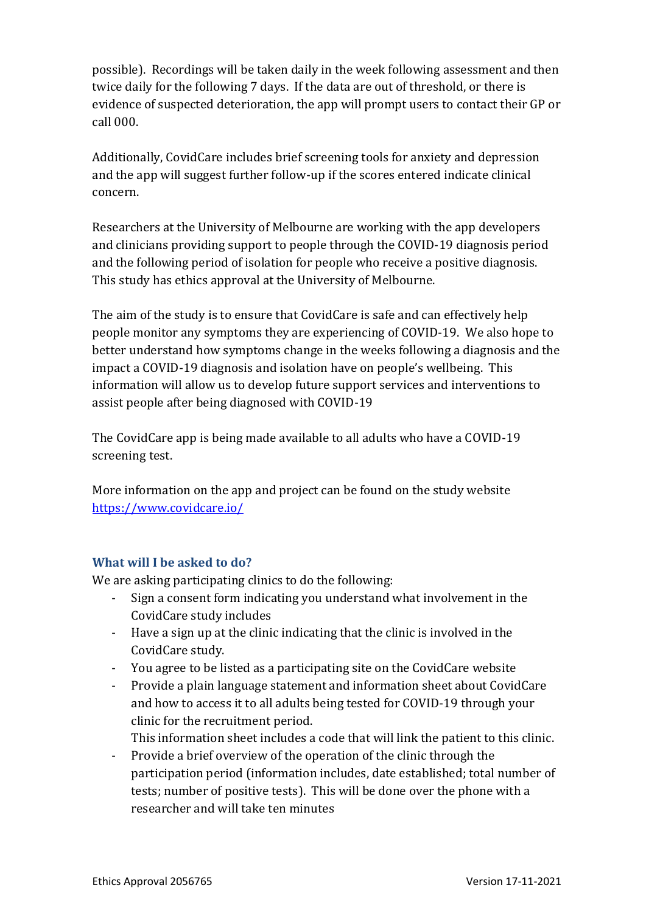possible). Recordings will be taken daily in the week following assessment and then twice daily for the following 7 days. If the data are out of threshold, or there is evidence of suspected deterioration, the app will prompt users to contact their GP or call 000.

Additionally, CovidCare includes brief screening tools for anxiety and depression and the app will suggest further follow-up if the scores entered indicate clinical concern.

Researchers at the University of Melbourne are working with the app developers and clinicians providing support to people through the COVID-19 diagnosis period and the following period of isolation for people who receive a positive diagnosis. This study has ethics approval at the University of Melbourne.

The aim of the study is to ensure that CovidCare is safe and can effectively help people monitor any symptoms they are experiencing of COVID-19. We also hope to better understand how symptoms change in the weeks following a diagnosis and the impact a COVID-19 diagnosis and isolation have on people's wellbeing. This information will allow us to develop future support services and interventions to assist people after being diagnosed with COVID-19

The CovidCare app is being made available to all adults who have a COVID-19 screening test.

More information on the app and project can be found on the study website [https://www.covidcare.io/](https://www.covidcare.io/)

### What will I be asked to do?

We are asking participating clinics to do the following:

- Sign a consent form indicating you understand what involvement in the CovidCare study includes
- Have a sign up at the clinic indicating that the clinic is involved in the CovidCare study.
- You agree to be listed as a participating site on the CovidCare website
- Provide a plain language statement and information sheet about CovidCare and how to access it to all adults being tested for COVID-19 through your clinic for the recruitment period.
  This information sheet includes a code that will link the patient to this clinic.
- Provide a brief overview of the operation of the clinic through the participation period (information includes, date established; total number of tests; number of positive tests). This will be done over the phone with a researcher and will take ten minutes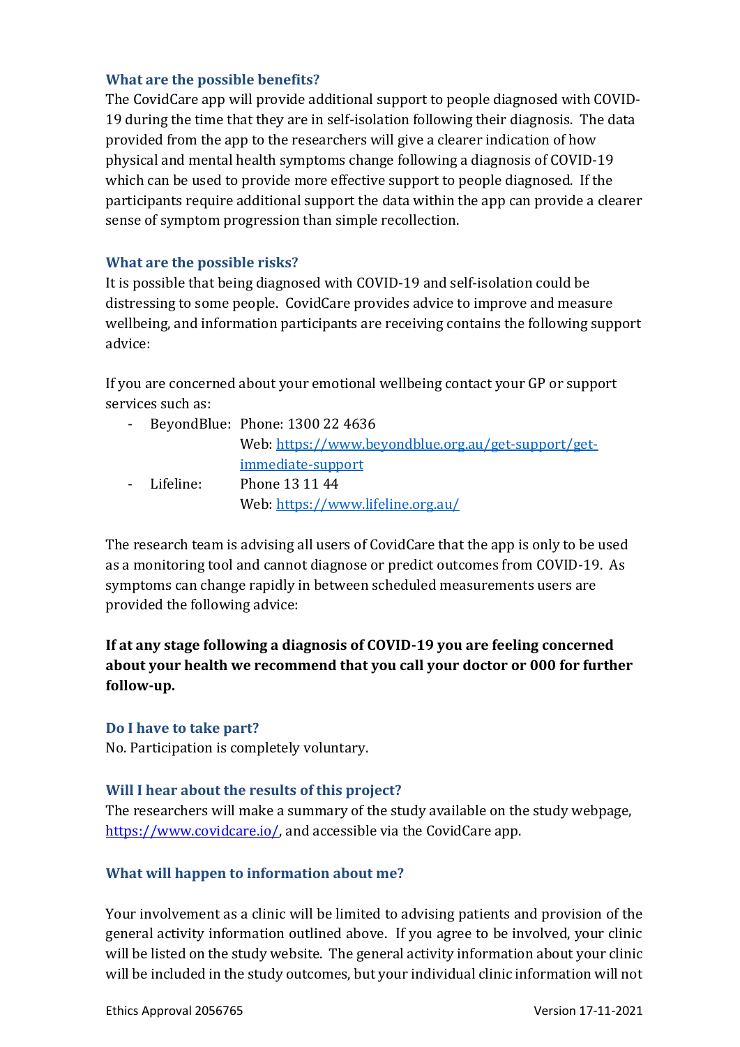### What are the possible benefits?

The CovidCare app will provide additional support to people diagnosed with COVID-19 during the time that they are in self-isolation following their diagnosis. The data provided from the app to the researchers will give a clearer indication of how physical and mental health symptoms change following a diagnosis of COVID-19 which can be used to provide more effective support to people diagnosed. If the participants require additional support the data within the app can provide a clearer sense of symptom progression than simple recollection.

### What are the possible risks?

It is possible that being diagnosed with COVID-19 and self-isolation could be distressing to some people. CovidCare provides advice to improve and measure wellbeing, and information participants are receiving contains the following support advice:

If you are concerned about your emotional wellbeing contact your GP or support services such as:

- BeyondBlue: Phone: 1300 22 4636
  Web: https://www.beyondblue.org.au/get-support/get-immediate-support
- Lifeline: Phone 13 11 44
  Web: https://www.lifeline.org.au/

The research team is advising all users of CovidCare that the app is only to be used as a monitoring tool and cannot diagnose or predict outcomes from COVID-19. As symptoms can change rapidly in between scheduled measurements users are provided the following advice:

**If at any stage following a diagnosis of COVID-19 you are feeling concerned about your health we recommend that you call your doctor or 000 for further follow-up.**

### Do I have to take part?

No. Participation is completely voluntary.

### Will I hear about the results of this project?

The researchers will make a summary of the study available on the study webpage, https://www.covidcare.io/, and accessible via the CovidCare app.

### What will happen to information about me?

Your involvement as a clinic will be limited to advising patients and provision of the general activity information outlined above. If you agree to be involved, your clinic will be listed on the study website. The general activity information about your clinic will be included in the study outcomes, but your individual clinic information will not

Ethics Approval 2056765 Version 17-11-2021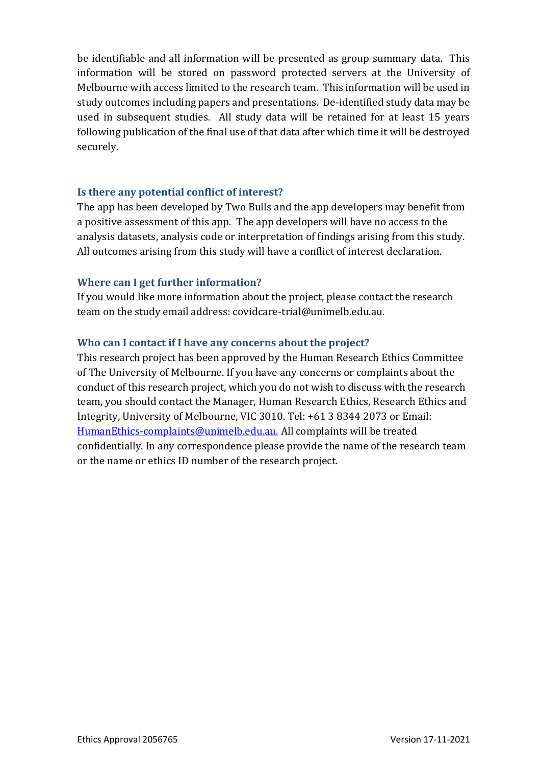be identifiable and all information will be presented as group summary data. This information will be stored on password protected servers at the University of Melbourne with access limited to the research team. This information will be used in study outcomes including papers and presentations. De-identified study data may be used in subsequent studies. All study data will be retained for at least 15 years following publication of the final use of that data after which time it will be destroyed securely.

### Is there any potential conflict of interest?

The app has been developed by Two Bulls and the app developers may benefit from a positive assessment of this app. The app developers will have no access to the analysis datasets, analysis code or interpretation of findings arising from this study. All outcomes arising from this study will have a conflict of interest declaration.

### Where can I get further information?

If you would like more information about the project, please contact the research team on the study email address: covidcare-trial@unimelb.edu.au.

### Who can I contact if I have any concerns about the project?

This research project has been approved by the Human Research Ethics Committee of The University of Melbourne. If you have any concerns or complaints about the conduct of this research project, which you do not wish to discuss with the research team, you should contact the Manager, Human Research Ethics, Research Ethics and Integrity, University of Melbourne, VIC 3010. Tel: +61 3 8344 2073 or Email: HumanEthics-complaints@unimelb.edu.au. All complaints will be treated confidentially. In any correspondence please provide the name of the research team or the name or ethics ID number of the research project.

Ethics Approval 2056765 Version 17-11-2021